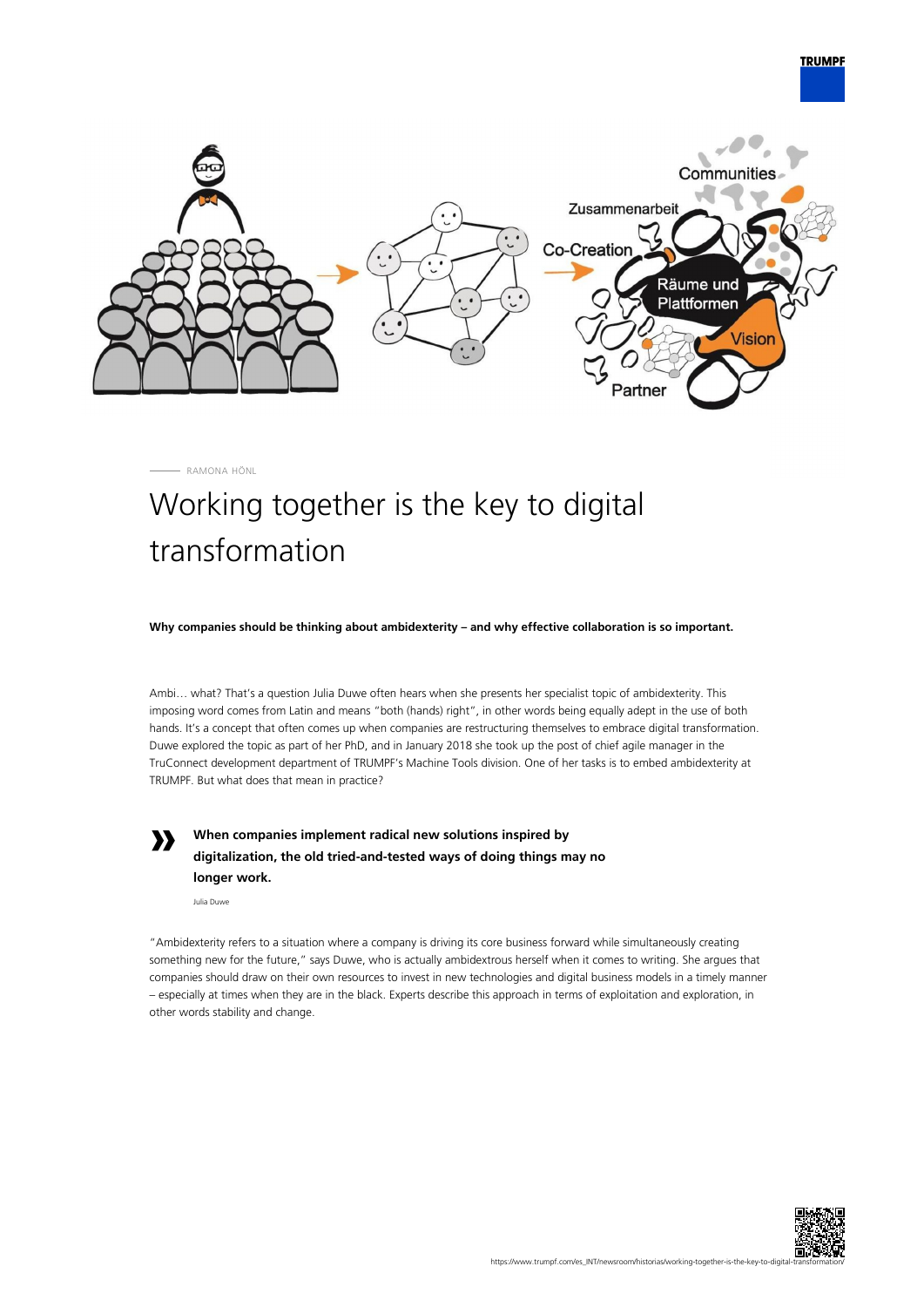RAMONA HÖNL

# Working together is the key to digital transformation

**Why companies should be thinking about ambidexterity – and why effective collaboration is so important.**

Ambi… what? That's a question Julia Duwe often hears when she presents her specialist topic of ambidexterity. This imposing word comes from Latin and means "both (hands) right", in other words being equally adept in the use of both hands. It's a concept that often comes up when companies are restructuring themselves to embrace digital transformation. Duwe explored the topic as part of her PhD, and in January 2018 she took up the post of chief agile manager in the TruConnect development department of TRUMPF's Machine Tools division. One of her tasks is to embed ambidexterity at TRUMPF. But what does that mean in practice?

> **When companies implement radical new solutions inspired by digitalization, the old tried-and-tested ways of doing things may no longer work.**
>
> Julia Duwe

"Ambidexterity refers to a situation where a company is driving its core business forward while simultaneously creating something new for the future," says Duwe, who is actually ambidextrous herself when it comes to writing. She argues that companies should draw on their own resources to invest in new technologies and digital business models in a timely manner – especially at times when they are in the black. Experts describe this approach in terms of exploitation and exploration, in other words stability and change.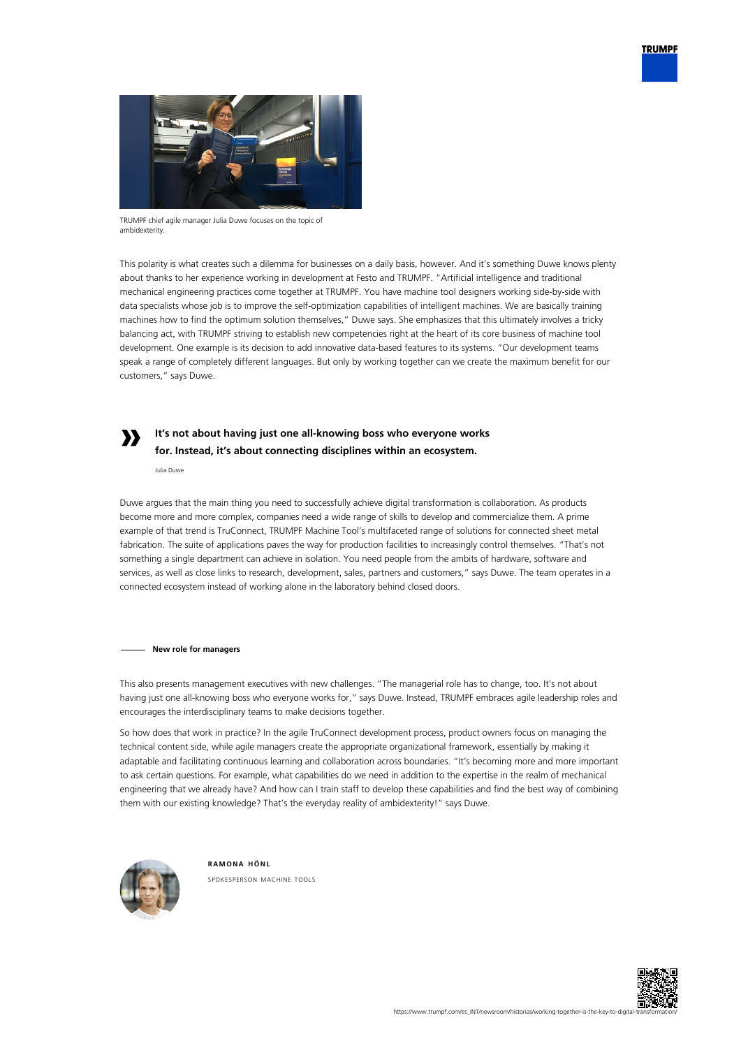TRUMPF chief agile manager Julia Duwe focuses on the topic of ambidexterity.

This polarity is what creates such a dilemma for businesses on a daily basis, however. And it's something Duwe knows plenty about thanks to her experience working in development at Festo and TRUMPF. "Artificial intelligence and traditional mechanical engineering practices come together at TRUMPF. You have machine tool designers working side-by-side with data specialists whose job is to improve the self-optimization capabilities of intelligent machines. We are basically training machines how to find the optimum solution themselves," Duwe says. She emphasizes that this ultimately involves a tricky balancing act, with TRUMPF striving to establish new competencies right at the heart of its core business of machine tool development. One example is its decision to add innovative data-based features to its systems. "Our development teams speak a range of completely different languages. But only by working together can we create the maximum benefit for our customers," says Duwe.

> **It's not about having just one all-knowing boss who everyone works for. Instead, it's about connecting disciplines within an ecosystem.**
>
> Julia Duwe

Duwe argues that the main thing you need to successfully achieve digital transformation is collaboration. As products become more and more complex, companies need a wide range of skills to develop and commercialize them. A prime example of that trend is TruConnect, TRUMPF Machine Tool's multifaceted range of solutions for connected sheet metal fabrication. The suite of applications paves the way for production facilities to increasingly control themselves. "That's not something a single department can achieve in isolation. You need people from the ambits of hardware, software and services, as well as close links to research, development, sales, partners and customers," says Duwe. The team operates in a connected ecosystem instead of working alone in the laboratory behind closed doors.

## New role for managers

This also presents management executives with new challenges. "The managerial role has to change, too. It's not about having just one all-knowing boss who everyone works for," says Duwe. Instead, TRUMPF embraces agile leadership roles and encourages the interdisciplinary teams to make decisions together.

So how does that work in practice? In the agile TruConnect development process, product owners focus on managing the technical content side, while agile managers create the appropriate organizational framework, essentially by making it adaptable and facilitating continuous learning and collaboration across boundaries. "It's becoming more and more important to ask certain questions. For example, what capabilities do we need in addition to the expertise in the realm of mechanical engineering that we already have? And how can I train staff to develop these capabilities and find the best way of combining them with our existing knowledge? That's the everyday reality of ambidexterity!" says Duwe.

**RAMONA HÖNL**

SPOKESPERSON MACHINE TOOLS

https://www.trumpf.com/es_INT/newsroom/historias/working-together-is-the-key-to-digital-transformation/